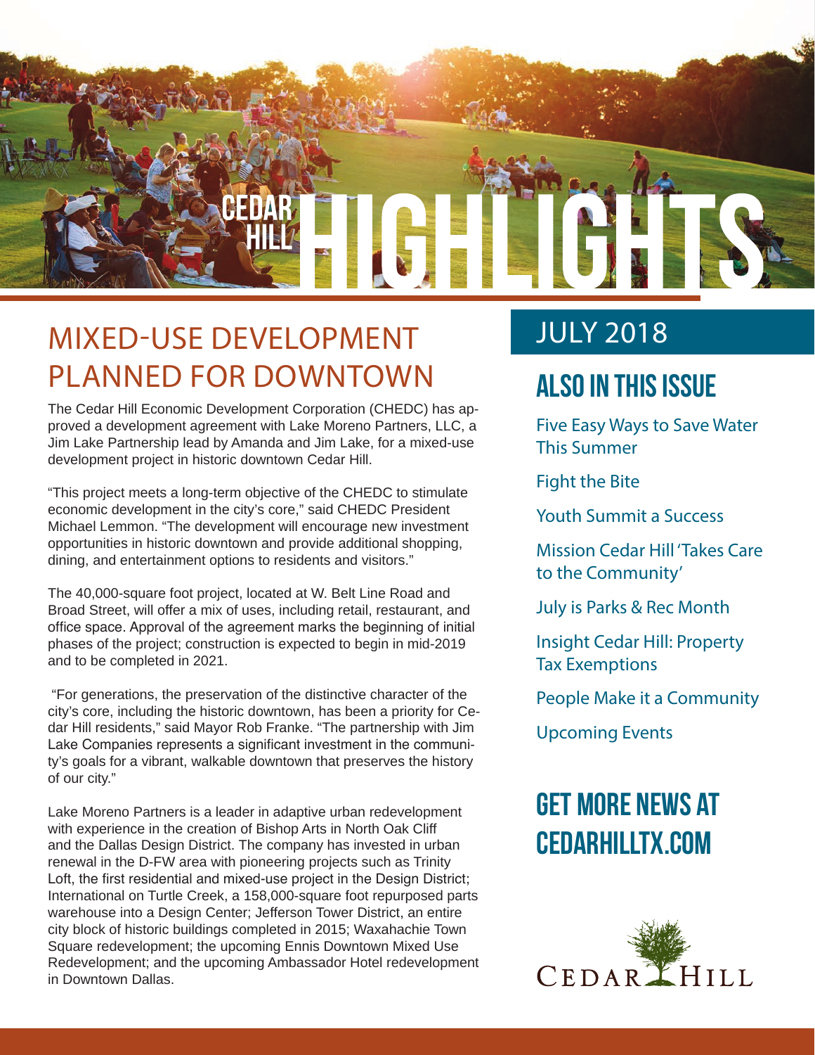# CEDAR HILL HIGHLIGHTS

## MIXED-USE DEVELOPMENT PLANNED FOR DOWNTOWN

The Cedar Hill Economic Development Corporation (CHEDC) has approved a development agreement with Lake Moreno Partners, LLC, a Jim Lake Partnership lead by Amanda and Jim Lake, for a mixed-use development project in historic downtown Cedar Hill.

"This project meets a long-term objective of the CHEDC to stimulate economic development in the city's core," said CHEDC President Michael Lemmon. "The development will encourage new investment opportunities in historic downtown and provide additional shopping, dining, and entertainment options to residents and visitors."

The 40,000-square foot project, located at W. Belt Line Road and Broad Street, will offer a mix of uses, including retail, restaurant, and office space. Approval of the agreement marks the beginning of initial phases of the project; construction is expected to begin in mid-2019 and to be completed in 2021.

"For generations, the preservation of the distinctive character of the city's core, including the historic downtown, has been a priority for Cedar Hill residents," said Mayor Rob Franke. "The partnership with Jim Lake Companies represents a significant investment in the community's goals for a vibrant, walkable downtown that preserves the history of our city."

Lake Moreno Partners is a leader in adaptive urban redevelopment with experience in the creation of Bishop Arts in North Oak Cliff and the Dallas Design District. The company has invested in urban renewal in the D-FW area with pioneering projects such as Trinity Loft, the first residential and mixed-use project in the Design District; International on Turtle Creek, a 158,000-square foot repurposed parts warehouse into a Design Center; Jefferson Tower District, an entire city block of historic buildings completed in 2015; Waxahachie Town Square redevelopment; the upcoming Ennis Downtown Mixed Use Redevelopment; and the upcoming Ambassador Hotel redevelopment in Downtown Dallas.

## JULY 2018

## ALSO IN THIS ISSUE

- Five Easy Ways to Save Water This Summer
- Fight the Bite
- Youth Summit a Success
- Mission Cedar Hill 'Takes Care to the Community'
- July is Parks & Rec Month
- Insight Cedar Hill: Property Tax Exemptions
- People Make it a Community
- Upcoming Events

## GET MORE NEWS AT CEDARHILLTX.COM

CEDAR HILL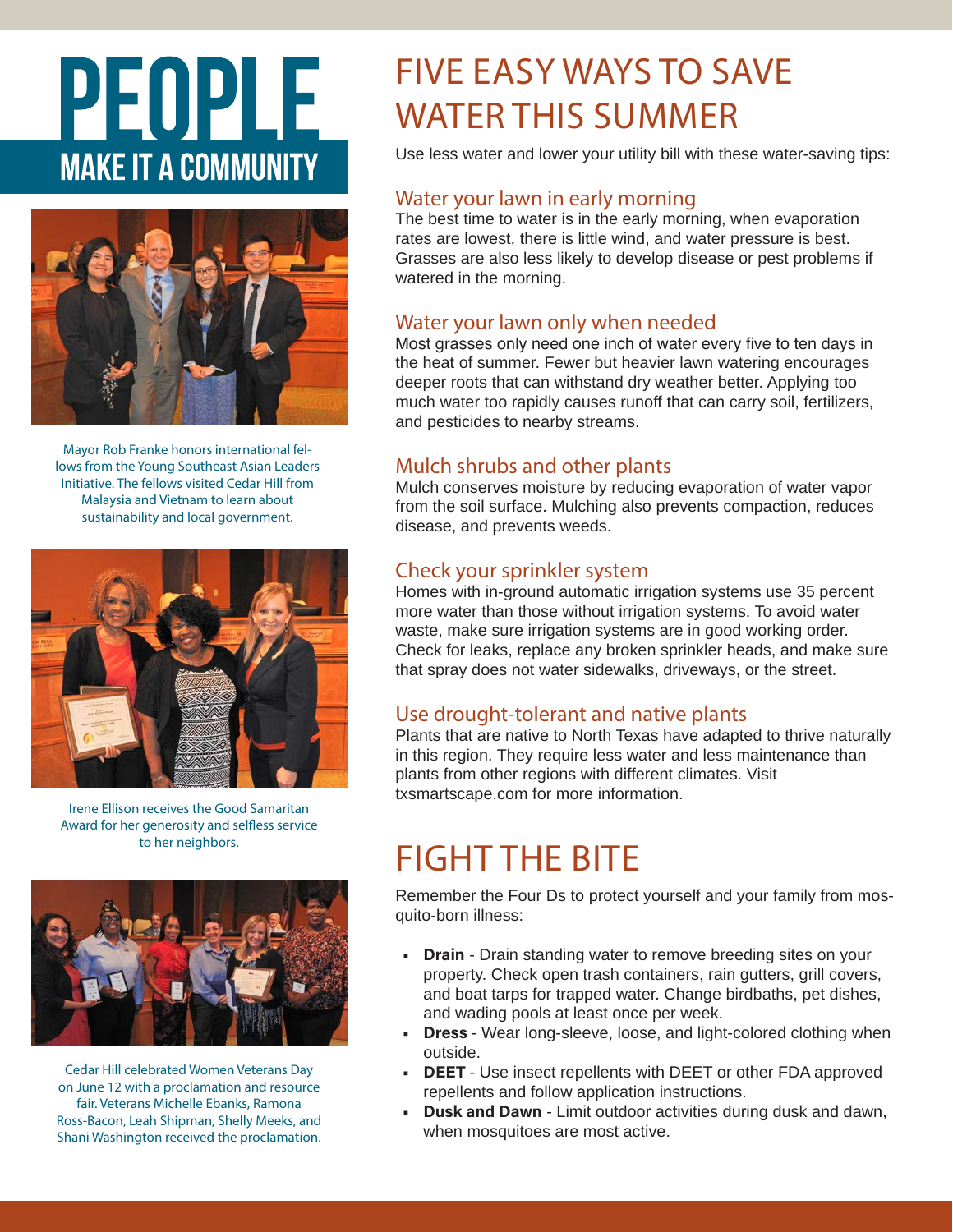# PEOPLE

## MAKE IT A COMMUNITY

Mayor Rob Franke honors international fellows from the Young Southeast Asian Leaders Initiative. The fellows visited Cedar Hill from Malaysia and Vietnam to learn about sustainability and local government.

Irene Ellison receives the Good Samaritan Award for her generosity and selfless service to her neighbors.

Cedar Hill celebrated Women Veterans Day on June 12 with a proclamation and resource fair. Veterans Michelle Ebanks, Ramona Ross-Bacon, Leah Shipman, Shelly Meeks, and Shani Washington received the proclamation.

# FIVE EASY WAYS TO SAVE WATER THIS SUMMER

Use less water and lower your utility bill with these water-saving tips:

### Water your lawn in early morning

The best time to water is in the early morning, when evaporation rates are lowest, there is little wind, and water pressure is best. Grasses are also less likely to develop disease or pest problems if watered in the morning.

### Water your lawn only when needed

Most grasses only need one inch of water every five to ten days in the heat of summer. Fewer but heavier lawn watering encourages deeper roots that can withstand dry weather better. Applying too much water too rapidly causes runoff that can carry soil, fertilizers, and pesticides to nearby streams.

### Mulch shrubs and other plants

Mulch conserves moisture by reducing evaporation of water vapor from the soil surface. Mulching also prevents compaction, reduces disease, and prevents weeds.

### Check your sprinkler system

Homes with in-ground automatic irrigation systems use 35 percent more water than those without irrigation systems. To avoid water waste, make sure irrigation systems are in good working order. Check for leaks, replace any broken sprinkler heads, and make sure that spray does not water sidewalks, driveways, or the street.

### Use drought-tolerant and native plants

Plants that are native to North Texas have adapted to thrive naturally in this region. They require less water and less maintenance than plants from other regions with different climates. Visit txsmartscape.com for more information.

# FIGHT THE BITE

Remember the Four Ds to protect yourself and your family from mosquito-born illness:

- **Drain** - Drain standing water to remove breeding sites on your property. Check open trash containers, rain gutters, grill covers, and boat tarps for trapped water. Change birdbaths, pet dishes, and wading pools at least once per week.
- **Dress** - Wear long-sleeve, loose, and light-colored clothing when outside.
- **DEET** - Use insect repellents with DEET or other FDA approved repellents and follow application instructions.
- **Dusk and Dawn** - Limit outdoor activities during dusk and dawn, when mosquitoes are most active.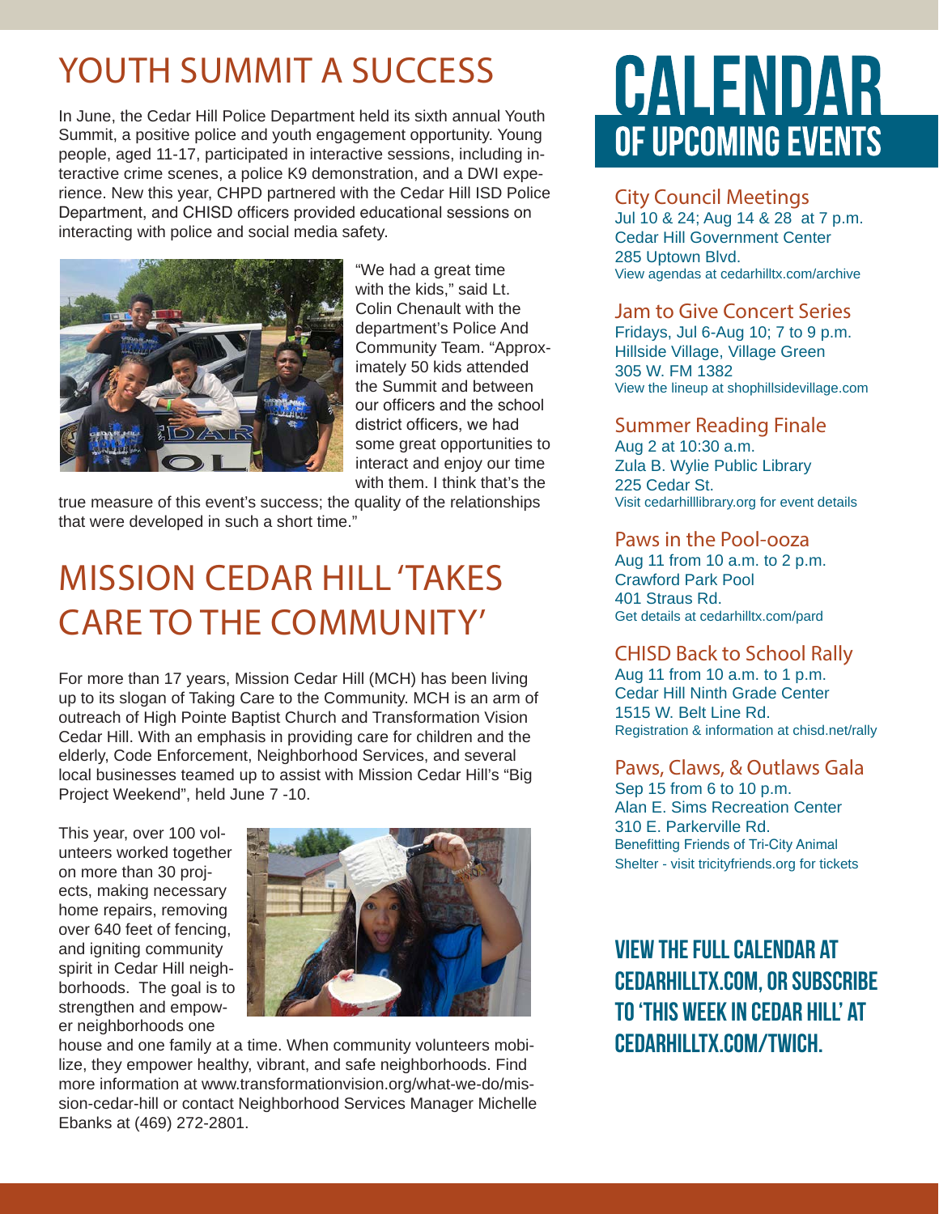# YOUTH SUMMIT A SUCCESS

In June, the Cedar Hill Police Department held its sixth annual Youth Summit, a positive police and youth engagement opportunity. Young people, aged 11-17, participated in interactive sessions, including interactive crime scenes, a police K9 demonstration, and a DWI experience. New this year, CHPD partnered with the Cedar Hill ISD Police Department, and CHISD officers provided educational sessions on interacting with police and social media safety.

"We had a great time with the kids," said Lt. Colin Chenault with the department's Police And Community Team. "Approximately 50 kids attended the Summit and between our officers and the school district officers, we had some great opportunities to interact and enjoy our time with them. I think that's the true measure of this event's success; the quality of the relationships that were developed in such a short time."

# MISSION CEDAR HILL 'TAKES CARE TO THE COMMUNITY'

For more than 17 years, Mission Cedar Hill (MCH) has been living up to its slogan of Taking Care to the Community. MCH is an arm of outreach of High Pointe Baptist Church and Transformation Vision Cedar Hill. With an emphasis in providing care for children and the elderly, Code Enforcement, Neighborhood Services, and several local businesses teamed up to assist with Mission Cedar Hill's "Big Project Weekend", held June 7 -10.

This year, over 100 volunteers worked together on more than 30 projects, making necessary home repairs, removing over 640 feet of fencing, and igniting community spirit in Cedar Hill neighborhoods. The goal is to strengthen and empower neighborhoods one house and one family at a time. When community volunteers mobilize, they empower healthy, vibrant, and safe neighborhoods. Find more information at www.transformationvision.org/what-we-do/mission-cedar-hill or contact Neighborhood Services Manager Michelle Ebanks at (469) 272-2801.

# CALENDAR OF UPCOMING EVENTS

## City Council Meetings
Jul 10 & 24; Aug 14 & 28 at 7 p.m.
Cedar Hill Government Center
285 Uptown Blvd.
View agendas at cedarhilltx.com/archive

## Jam to Give Concert Series
Fridays, Jul 6-Aug 10; 7 to 9 p.m.
Hillside Village, Village Green
305 W. FM 1382
View the lineup at shophillsidevillage.com

## Summer Reading Finale
Aug 2 at 10:30 a.m.
Zula B. Wylie Public Library
225 Cedar St.
Visit cedarhilllibrary.org for event details

## Paws in the Pool-ooza
Aug 11 from 10 a.m. to 2 p.m.
Crawford Park Pool
401 Straus Rd.
Get details at cedarhilltx.com/pard

## CHISD Back to School Rally
Aug 11 from 10 a.m. to 1 p.m.
Cedar Hill Ninth Grade Center
1515 W. Belt Line Rd.
Registration & information at chisd.net/rally

## Paws, Claws, & Outlaws Gala
Sep 15 from 6 to 10 p.m.
Alan E. Sims Recreation Center
310 E. Parkerville Rd.
Benefitting Friends of Tri-City Animal Shelter - visit tricityfriends.org for tickets

**VIEW THE FULL CALENDAR AT CEDARHILLTX.COM, OR SUBSCRIBE TO 'THIS WEEK IN CEDAR HILL' AT CEDARHILLTX.COM/TWICH.**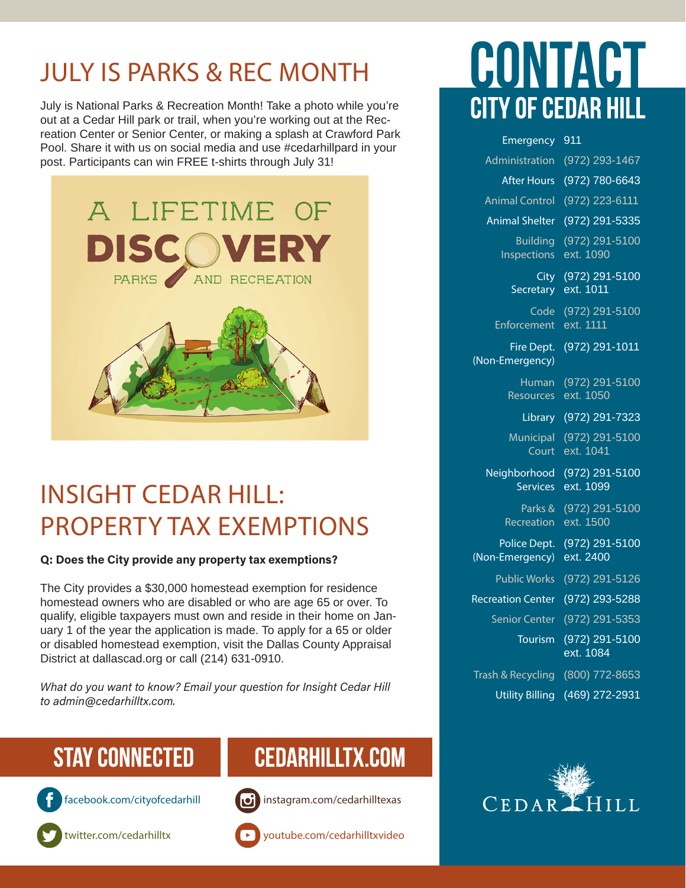## JULY IS PARKS & REC MONTH

July is National Parks & Recreation Month! Take a photo while you're out at a Cedar Hill park or trail, when you're working out at the Recreation Center or Senior Center, or making a splash at Crawford Park Pool. Share it with us on social media and use #cedarhillpard in your post. Participants can win FREE t-shirts through July 31!

A LIFETIME OF DISCOVERY
PARKS AND RECREATION

## INSIGHT CEDAR HILL: PROPERTY TAX EXEMPTIONS

**Q: Does the City provide any property tax exemptions?**

The City provides a $30,000 homestead exemption for residence homestead owners who are disabled or who are age 65 or over. To qualify, eligible taxpayers must own and reside in their home on January 1 of the year the application is made. To apply for a 65 or older or disabled homestead exemption, visit the Dallas County Appraisal District at dallascad.org or call (214) 631-0910.

*What do you want to know? Email your question for Insight Cedar Hill to admin@cedarhilltx.com.*

## STAY CONNECTED

## CEDARHILLTX.COM

facebook.com/cityofcedarhill

instagram.com/cedarhilltexas

twitter.com/cedarhilltx

youtube.com/cedarhilltxvideo

# CONTACT

## CITY OF CEDAR HILL

| | |
|---|---|
| Emergency | 911 |
| Administration | (972) 293-1467 |
| After Hours | (972) 780-6643 |
| Animal Control | (972) 223-6111 |
| Animal Shelter | (972) 291-5335 |
| Building Inspections | (972) 291-5100 ext. 1090 |
| City Secretary | (972) 291-5100 ext. 1011 |
| Code Enforcement | (972) 291-5100 ext. 1111 |
| Fire Dept. (Non-Emergency) | (972) 291-1011 |
| Human Resources | (972) 291-5100 ext. 1050 |
| Library | (972) 291-7323 |
| Municipal Court | (972) 291-5100 ext. 1041 |
| Neighborhood Services | (972) 291-5100 ext. 1099 |
| Parks & Recreation | (972) 291-5100 ext. 1500 |
| Police Dept. (Non-Emergency) | (972) 291-5100 ext. 2400 |
| Public Works | (972) 291-5126 |
| Recreation Center | (972) 293-5288 |
| Senior Center | (972) 291-5353 |
| Tourism | (972) 291-5100 ext. 1084 |
| Trash & Recycling | (800) 772-8653 |
| Utility Billing | (469) 272-2931 |

CEDAR HILL